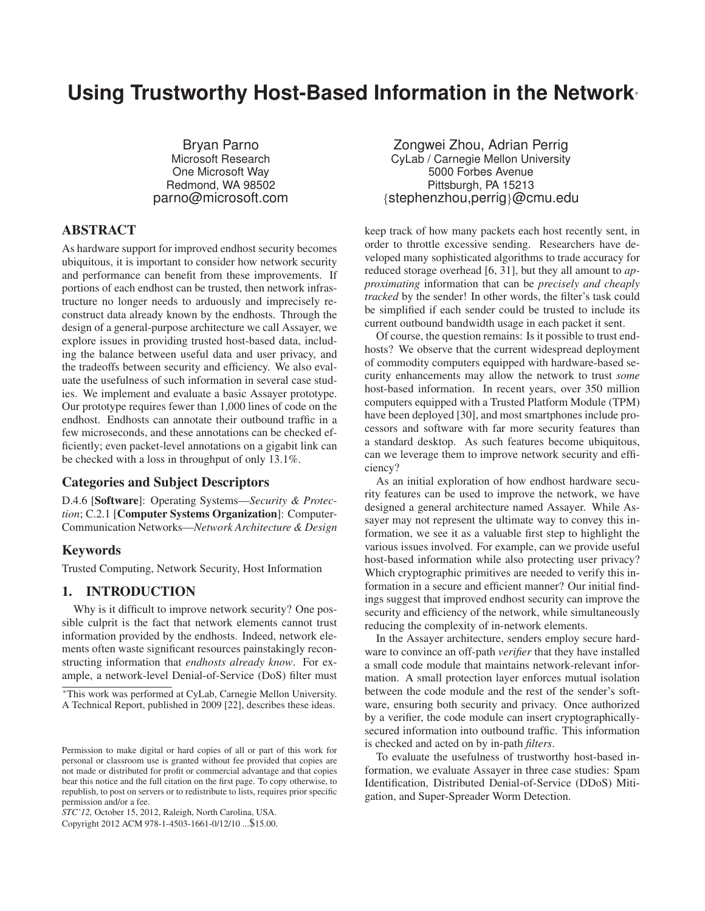# Using Trustworthy Host-Based Information in the Network*

Bryan Parno
Microsoft Research
One Microsoft Way
Redmond, WA 98502
parno@microsoft.com

Zongwei Zhou, Adrian Perrig
CyLab / Carnegie Mellon University
5000 Forbes Avenue
Pittsburgh, PA 15213
{stephenzhou,perrig}@cmu.edu

## ABSTRACT

As hardware support for improved endhost security becomes ubiquitous, it is important to consider how network security and performance can benefit from these improvements. If portions of each endhost can be trusted, then network infrastructure no longer needs to arduously and imprecisely reconstruct data already known by the endhosts. Through the design of a general-purpose architecture we call Assayer, we explore issues in providing trusted host-based data, including the balance between useful data and user privacy, and the tradeoffs between security and efficiency. We also evaluate the usefulness of such information in several case studies. We implement and evaluate a basic Assayer prototype. Our prototype requires fewer than 1,000 lines of code on the endhost. Endhosts can annotate their outbound traffic in a few microseconds, and these annotations can be checked efficiently; even packet-level annotations on a gigabit link can be checked with a loss in throughput of only 13.1%.

### Categories and Subject Descriptors

D.4.6 [**Software**]: Operating Systems—*Security & Protection*; C.2.1 [**Computer Systems Organization**]: Computer-Communication Networks—*Network Architecture & Design*

### Keywords

Trusted Computing, Network Security, Host Information

## 1. INTRODUCTION

Why is it difficult to improve network security? One possible culprit is the fact that network elements cannot trust information provided by the endhosts. Indeed, network elements often waste significant resources painstakingly reconstructing information that *endhosts already know*. For example, a network-level Denial-of-Service (DoS) filter must keep track of how many packets each host recently sent, in order to throttle excessive sending. Researchers have developed many sophisticated algorithms to trade accuracy for reduced storage overhead [6, 31], but they all amount to *approximating* information that can be *precisely and cheaply tracked* by the sender! In other words, the filter's task could be simplified if each sender could be trusted to include its current outbound bandwidth usage in each packet it sent.

Of course, the question remains: Is it possible to trust endhosts? We observe that the current widespread deployment of commodity computers equipped with hardware-based security enhancements may allow the network to trust *some* host-based information. In recent years, over 350 million computers equipped with a Trusted Platform Module (TPM) have been deployed [30], and most smartphones include processors and software with far more security features than a standard desktop. As such features become ubiquitous, can we leverage them to improve network security and efficiency?

As an initial exploration of how endhost hardware security features can be used to improve the network, we have designed a general architecture named Assayer. While Assayer may not represent the ultimate way to convey this information, we see it as a valuable first step to highlight the various issues involved. For example, can we provide useful host-based information while also protecting user privacy? Which cryptographic primitives are needed to verify this information in a secure and efficient manner? Our initial findings suggest that improved endhost security can improve the security and efficiency of the network, while simultaneously reducing the complexity of in-network elements.

In the Assayer architecture, senders employ secure hardware to convince an off-path *verifier* that they have installed a small code module that maintains network-relevant information. A small protection layer enforces mutual isolation between the code module and the rest of the sender's software, ensuring both security and privacy. Once authorized by a verifier, the code module can insert cryptographically-secured information into outbound traffic. This information is checked and acted on by in-path *filters*.

To evaluate the usefulness of trustworthy host-based information, we evaluate Assayer in three case studies: Spam Identification, Distributed Denial-of-Service (DDoS) Mitigation, and Super-Spreader Worm Detection.

*This work was performed at CyLab, Carnegie Mellon University. A Technical Report, published in 2009 [22], describes these ideas.

Permission to make digital or hard copies of all or part of this work for personal or classroom use is granted without fee provided that copies are not made or distributed for profit or commercial advantage and that copies bear this notice and the full citation on the first page. To copy otherwise, to republish, to post on servers or to redistribute to lists, requires prior specific permission and/or a fee.
*STC'12,* October 15, 2012, Raleigh, North Carolina, USA.
Copyright 2012 ACM 978-1-4503-1661-0/12/10 ...$15.00.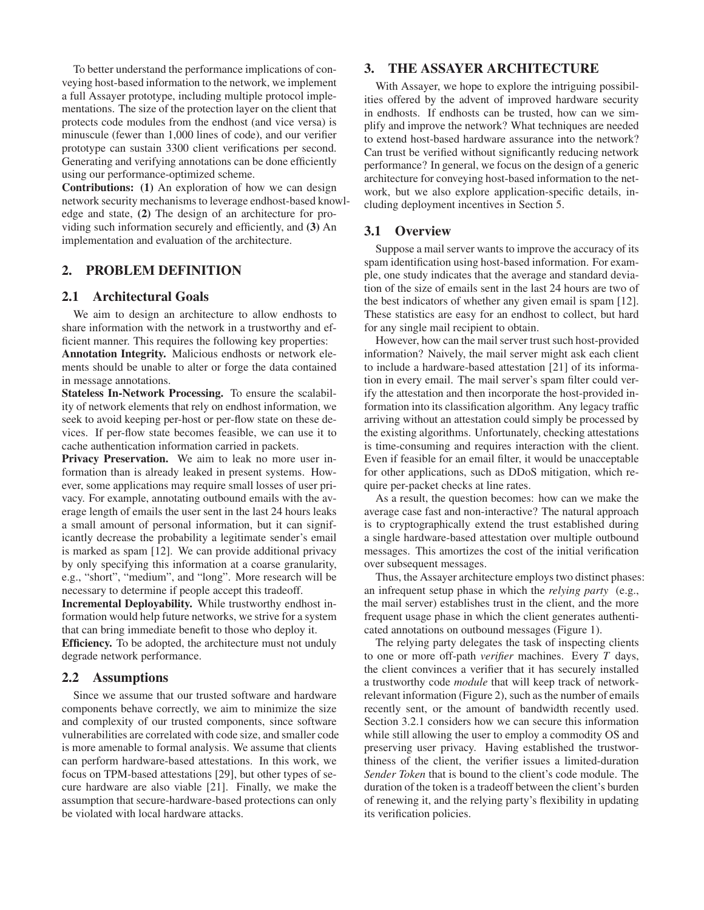To better understand the performance implications of conveying host-based information to the network, we implement a full Assayer prototype, including multiple protocol implementations. The size of the protection layer on the client that protects code modules from the endhost (and vice versa) is minuscule (fewer than 1,000 lines of code), and our verifier prototype can sustain 3300 client verifications per second. Generating and verifying annotations can be done efficiently using our performance-optimized scheme.

**Contributions: (1)** An exploration of how we can design network security mechanisms to leverage endhost-based knowledge and state, **(2)** The design of an architecture for providing such information securely and efficiently, and **(3)** An implementation and evaluation of the architecture.

## 2. PROBLEM DEFINITION

### 2.1 Architectural Goals

We aim to design an architecture to allow endhosts to share information with the network in a trustworthy and efficient manner. This requires the following key properties:

**Annotation Integrity.** Malicious endhosts or network elements should be unable to alter or forge the data contained in message annotations.

**Stateless In-Network Processing.** To ensure the scalability of network elements that rely on endhost information, we seek to avoid keeping per-host or per-flow state on these devices. If per-flow state becomes feasible, we can use it to cache authentication information carried in packets.

**Privacy Preservation.** We aim to leak no more user information than is already leaked in present systems. However, some applications may require small losses of user privacy. For example, annotating outbound emails with the average length of emails the user sent in the last 24 hours leaks a small amount of personal information, but it can significantly decrease the probability a legitimate sender's email is marked as spam [12]. We can provide additional privacy by only specifying this information at a coarse granularity, e.g., "short", "medium", and "long". More research will be necessary to determine if people accept this tradeoff.

**Incremental Deployability.** While trustworthy endhost information would help future networks, we strive for a system that can bring immediate benefit to those who deploy it.

**Efficiency.** To be adopted, the architecture must not unduly degrade network performance.

### 2.2 Assumptions

Since we assume that our trusted software and hardware components behave correctly, we aim to minimize the size and complexity of our trusted components, since software vulnerabilities are correlated with code size, and smaller code is more amenable to formal analysis. We assume that clients can perform hardware-based attestations. In this work, we focus on TPM-based attestations [29], but other types of secure hardware are also viable [21]. Finally, we make the assumption that secure-hardware-based protections can only be violated with local hardware attacks.

## 3. THE ASSAYER ARCHITECTURE

With Assayer, we hope to explore the intriguing possibilities offered by the advent of improved hardware security in endhosts. If endhosts can be trusted, how can we simplify and improve the network? What techniques are needed to extend host-based hardware assurance into the network? Can trust be verified without significantly reducing network performance? In general, we focus on the design of a generic architecture for conveying host-based information to the network, but we also explore application-specific details, including deployment incentives in Section 5.

### 3.1 Overview

Suppose a mail server wants to improve the accuracy of its spam identification using host-based information. For example, one study indicates that the average and standard deviation of the size of emails sent in the last 24 hours are two of the best indicators of whether any given email is spam [12]. These statistics are easy for an endhost to collect, but hard for any single mail recipient to obtain.

However, how can the mail server trust such host-provided information? Naively, the mail server might ask each client to include a hardware-based attestation [21] of its information in every email. The mail server's spam filter could verify the attestation and then incorporate the host-provided information into its classification algorithm. Any legacy traffic arriving without an attestation could simply be processed by the existing algorithms. Unfortunately, checking attestations is time-consuming and requires interaction with the client. Even if feasible for an email filter, it would be unacceptable for other applications, such as DDoS mitigation, which require per-packet checks at line rates.

As a result, the question becomes: how can we make the average case fast and non-interactive? The natural approach is to cryptographically extend the trust established during a single hardware-based attestation over multiple outbound messages. This amortizes the cost of the initial verification over subsequent messages.

Thus, the Assayer architecture employs two distinct phases: an infrequent setup phase in which the *relying party* (e.g., the mail server) establishes trust in the client, and the more frequent usage phase in which the client generates authenticated annotations on outbound messages (Figure 1).

The relying party delegates the task of inspecting clients to one or more off-path *verifier* machines. Every $T$ days, the client convinces a verifier that it has securely installed a trustworthy code *module* that will keep track of network-relevant information (Figure 2), such as the number of emails recently sent, or the amount of bandwidth recently used. Section 3.2.1 considers how we can secure this information while still allowing the user to employ a commodity OS and preserving user privacy. Having established the trustworthiness of the client, the verifier issues a limited-duration *Sender Token* that is bound to the client's code module. The duration of the token is a tradeoff between the client's burden of renewing it, and the relying party's flexibility in updating its verification policies.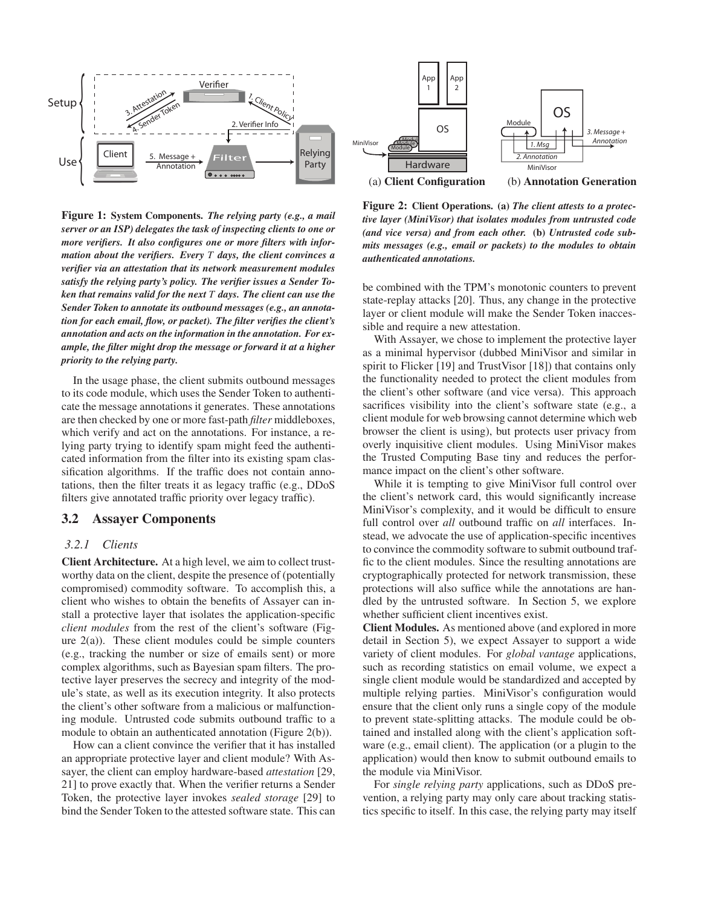Setup

Verifier

3. Attestation

4. Sender Token

1. Client Policy

2. Verifier Info

Use

Client

5. Message + Annotation

Filter

Relying Party

**Figure 1: System Components.** ***The relying party (e.g., a mail server or an ISP) delegates the task of inspecting clients to one or more verifiers. It also configures one or more filters with information about the verifiers. Every $T$ days, the client convinces a verifier via an attestation that its network measurement modules satisfy the relying party's policy. The verifier issues a Sender Token that remains valid for the next $T$ days. The client can use the Sender Token to annotate its outbound messages (e.g., an annotation for each email, flow, or packet). The filter verifies the client's annotation and acts on the information in the annotation. For example, the filter might drop the message or forward it at a higher priority to the relying party.***

In the usage phase, the client submits outbound messages to its code module, which uses the Sender Token to authenticate the message annotations it generates. These annotations are then checked by one or more fast-path *filter* middleboxes, which verify and act on the annotations. For instance, a relying party trying to identify spam might feed the authenticated information from the filter into its existing spam classification algorithms. If the traffic does not contain annotations, then the filter treats it as legacy traffic (e.g., DDoS filters give annotated traffic priority over legacy traffic).

## 3.2 Assayer Components

### 3.2.1 Clients

**Client Architecture.** At a high level, we aim to collect trustworthy data on the client, despite the presence of (potentially compromised) commodity software. To accomplish this, a client who wishes to obtain the benefits of Assayer can install a protective layer that isolates the application-specific *client modules* from the rest of the client's software (Figure 2(a)). These client modules could be simple counters (e.g., tracking the number or size of emails sent) or more complex algorithms, such as Bayesian spam filters. The protective layer preserves the secrecy and integrity of the module's state, as well as its execution integrity. It also protects the client's other software from a malicious or malfunctioning module. Untrusted code submits outbound traffic to a module to obtain an authenticated annotation (Figure 2(b)).

How can a client convince the verifier that it has installed an appropriate protective layer and client module? With Assayer, the client can employ hardware-based *attestation* [29, 21] to prove exactly that. When the verifier returns a Sender Token, the protective layer invokes *sealed storage* [29] to bind the Sender Token to the attested software state. This can

App 1

App 2

OS

MiniVisor

Module

Hardware

(a) **Client Configuration**

Module

OS

1. Msg

2. Annotation

MiniVisor

3. Message + Annotation

(b) **Annotation Generation**

**Figure 2: Client Operations.** ***(a) The client attests to a protective layer (MiniVisor) that isolates modules from untrusted code (and vice versa) and from each other.*** **(b)** ***Untrusted code submits messages (e.g., email or packets) to the modules to obtain authenticated annotations.***

be combined with the TPM's monotonic counters to prevent state-replay attacks [20]. Thus, any change in the protective layer or client module will make the Sender Token inaccessible and require a new attestation.

With Assayer, we chose to implement the protective layer as a minimal hypervisor (dubbed MiniVisor and similar in spirit to Flicker [19] and TrustVisor [18]) that contains only the functionality needed to protect the client modules from the client's other software (and vice versa). This approach sacrifices visibility into the client's software state (e.g., a client module for web browsing cannot determine which web browser the client is using), but protects user privacy from overly inquisitive client modules. Using MiniVisor makes the Trusted Computing Base tiny and reduces the performance impact on the client's other software.

While it is tempting to give MiniVisor full control over the client's network card, this would significantly increase MiniVisor's complexity, and it would be difficult to ensure full control over *all* outbound traffic on *all* interfaces. Instead, we advocate the use of application-specific incentives to convince the commodity software to submit outbound traffic to the client modules. Since the resulting annotations are cryptographically protected for network transmission, these protections will also suffice while the annotations are handled by the untrusted software. In Section 5, we explore whether sufficient client incentives exist.

**Client Modules.** As mentioned above (and explored in more detail in Section 5), we expect Assayer to support a wide variety of client modules. For *global vantage* applications, such as recording statistics on email volume, we expect a single client module would be standardized and accepted by multiple relying parties. MiniVisor's configuration would ensure that the client only runs a single copy of the module to prevent state-splitting attacks. The module could be obtained and installed along with the client's application software (e.g., email client). The application (or a plugin to the application) would then know to submit outbound emails to the module via MiniVisor.

For *single relying party* applications, such as DDoS prevention, a relying party may only care about tracking statistics specific to itself. In this case, the relying party may itself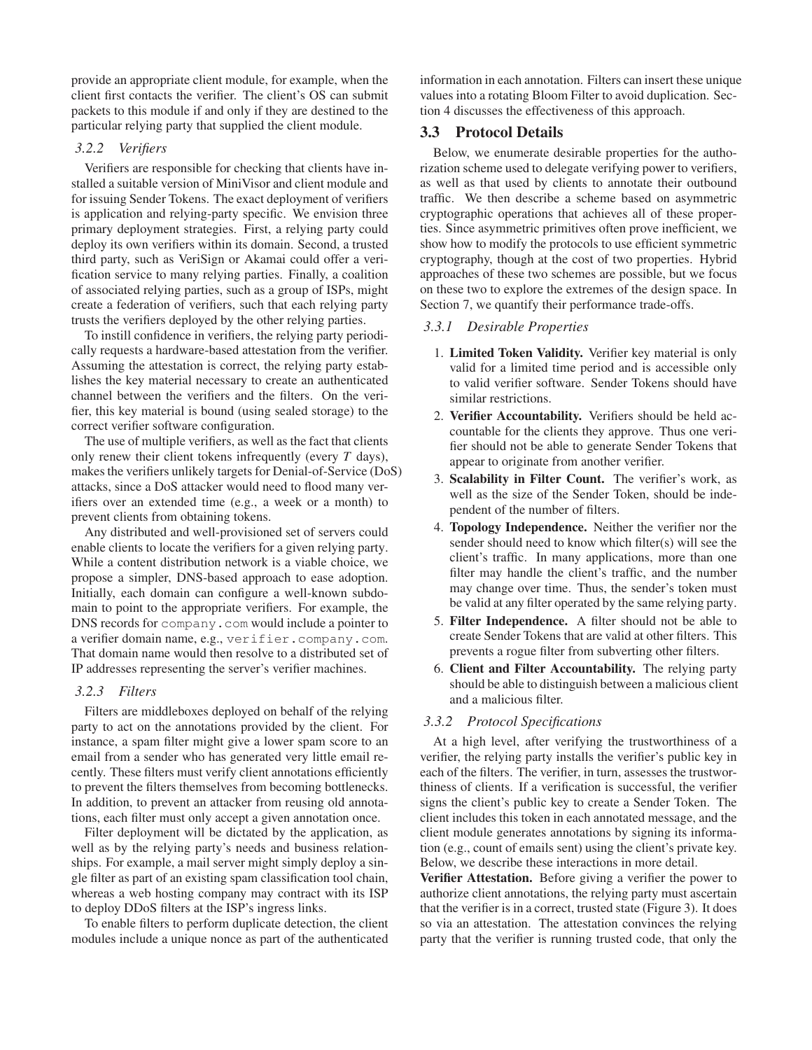provide an appropriate client module, for example, when the client first contacts the verifier. The client's OS can submit packets to this module if and only if they are destined to the particular relying party that supplied the client module.

#### 3.2.2 Verifiers

Verifiers are responsible for checking that clients have installed a suitable version of MiniVisor and client module and for issuing Sender Tokens. The exact deployment of verifiers is application and relying-party specific. We envision three primary deployment strategies. First, a relying party could deploy its own verifiers within its domain. Second, a trusted third party, such as VeriSign or Akamai could offer a verification service to many relying parties. Finally, a coalition of associated relying parties, such as a group of ISPs, might create a federation of verifiers, such that each relying party trusts the verifiers deployed by the other relying parties.

To instill confidence in verifiers, the relying party periodically requests a hardware-based attestation from the verifier. Assuming the attestation is correct, the relying party establishes the key material necessary to create an authenticated channel between the verifiers and the filters. On the verifier, this key material is bound (using sealed storage) to the correct verifier software configuration.

The use of multiple verifiers, as well as the fact that clients only renew their client tokens infrequently (every $T$ days), makes the verifiers unlikely targets for Denial-of-Service (DoS) attacks, since a DoS attacker would need to flood many verifiers over an extended time (e.g., a week or a month) to prevent clients from obtaining tokens.

Any distributed and well-provisioned set of servers could enable clients to locate the verifiers for a given relying party. While a content distribution network is a viable choice, we propose a simpler, DNS-based approach to ease adoption. Initially, each domain can configure a well-known subdomain to point to the appropriate verifiers. For example, the DNS records for `company.com` would include a pointer to a verifier domain name, e.g., `verifier.company.com`. That domain name would then resolve to a distributed set of IP addresses representing the server's verifier machines.

#### 3.2.3 Filters

Filters are middleboxes deployed on behalf of the relying party to act on the annotations provided by the client. For instance, a spam filter might give a lower spam score to an email from a sender who has generated very little email recently. These filters must verify client annotations efficiently to prevent the filters themselves from becoming bottlenecks. In addition, to prevent an attacker from reusing old annotations, each filter must only accept a given annotation once.

Filter deployment will be dictated by the application, as well as by the relying party's needs and business relationships. For example, a mail server might simply deploy a single filter as part of an existing spam classification tool chain, whereas a web hosting company may contract with its ISP to deploy DDoS filters at the ISP's ingress links.

To enable filters to perform duplicate detection, the client modules include a unique nonce as part of the authenticated information in each annotation. Filters can insert these unique values into a rotating Bloom Filter to avoid duplication. Section 4 discusses the effectiveness of this approach.

### 3.3 Protocol Details

Below, we enumerate desirable properties for the authorization scheme used to delegate verifying power to verifiers, as well as that used by clients to annotate their outbound traffic. We then describe a scheme based on asymmetric cryptographic operations that achieves all of these properties. Since asymmetric primitives often prove inefficient, we show how to modify the protocols to use efficient symmetric cryptography, though at the cost of two properties. Hybrid approaches of these two schemes are possible, but we focus on these two to explore the extremes of the design space. In Section 7, we quantify their performance trade-offs.

#### 3.3.1 Desirable Properties

1. **Limited Token Validity.** Verifier key material is only valid for a limited time period and is accessible only to valid verifier software. Sender Tokens should have similar restrictions.
2. **Verifier Accountability.** Verifiers should be held accountable for the clients they approve. Thus one verifier should not be able to generate Sender Tokens that appear to originate from another verifier.
3. **Scalability in Filter Count.** The verifier's work, as well as the size of the Sender Token, should be independent of the number of filters.
4. **Topology Independence.** Neither the verifier nor the sender should need to know which filter(s) will see the client's traffic. In many applications, more than one filter may handle the client's traffic, and the number may change over time. Thus, the sender's token must be valid at any filter operated by the same relying party.
5. **Filter Independence.** A filter should not be able to create Sender Tokens that are valid at other filters. This prevents a rogue filter from subverting other filters.
6. **Client and Filter Accountability.** The relying party should be able to distinguish between a malicious client and a malicious filter.

#### 3.3.2 Protocol Specifications

At a high level, after verifying the trustworthiness of a verifier, the relying party installs the verifier's public key in each of the filters. The verifier, in turn, assesses the trustworthiness of clients. If a verification is successful, the verifier signs the client's public key to create a Sender Token. The client includes this token in each annotated message, and the client module generates annotations by signing its information (e.g., count of emails sent) using the client's private key. Below, we describe these interactions in more detail.

**Verifier Attestation.** Before giving a verifier the power to authorize client annotations, the relying party must ascertain that the verifier is in a correct, trusted state (Figure 3). It does so via an attestation. The attestation convinces the relying party that the verifier is running trusted code, that only the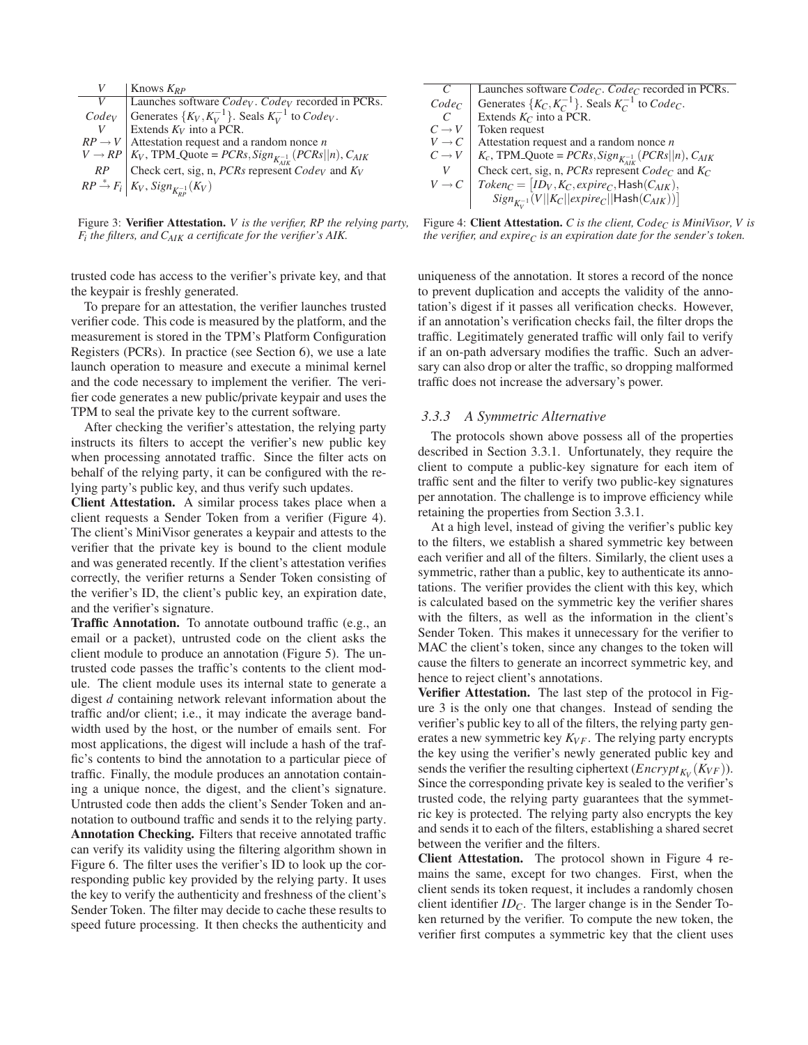| | |
|---|---|
| $V$ | Knows $K_{RP}$ |
| $V$ | Launches software $Code_V$. $Code_V$ recorded in PCRs. |
| $Code_V$ | Generates $\{K_V, K_V^{-1}\}$. Seals $K_V^{-1}$ to $Code_V$. |
| $V$ | Extends $K_V$ into a PCR. |
| $RP \rightarrow V$ | Attestation request and a random nonce $n$ |
| $V \rightarrow RP$ | $K_V$, TPM_Quote = $PCRs, Sign_{K_{AIK}^{-1}}(PCRs\|\|n), C_{AIK}$ |
| $RP$ | Check cert, sig, n, $PCRs$ represent $Code_V$ and $K_V$ |
| $RP \xrightarrow{*} F_i$ | $K_V$, $Sign_{K_{RP}^{-1}}(K_V)$ |

Figure 3: **Verifier Attestation.** *$V$ is the verifier, $RP$ the relying party, $F_i$ the filters, and $C_{AIK}$ a certificate for the verifier's AIK.*

| | |
|---|---|
| $C$ | Launches software $Code_C$. $Code_C$ recorded in PCRs. |
| $Code_C$ | Generates $\{K_C, K_C^{-1}\}$. Seals $K_C^{-1}$ to $Code_C$. |
| $C$ | Extends $K_C$ into a PCR. |
| $C \rightarrow V$ | Token request |
| $V \rightarrow C$ | Attestation request and a random nonce $n$ |
| $C \rightarrow V$ | $K_c$, TPM_Quote = $PCRs, Sign_{K_{AIK}^{-1}}(PCRs\|\|n), C_{AIK}$ |
| $V$ | Check cert, sig, n, $PCRs$ represent $Code_C$ and $K_C$ |
| $V \rightarrow C$ | $Token_C = [ID_V, K_C, expire_C, \mathsf{Hash}(C_{AIK}), Sign_{K_V^{-1}}(V\|\|K_C\|\|expire_C\|\|\mathsf{Hash}(C_{AIK}))]$ |

Figure 4: **Client Attestation.** *$C$ is the client, $Code_C$ is MiniVisor, $V$ is the verifier, and $expire_C$ is an expiration date for the sender's token.*

trusted code has access to the verifier's private key, and that the keypair is freshly generated.

To prepare for an attestation, the verifier launches trusted verifier code. This code is measured by the platform, and the measurement is stored in the TPM's Platform Configuration Registers (PCRs). In practice (see Section 6), we use a late launch operation to measure and execute a minimal kernel and the code necessary to implement the verifier. The verifier code generates a new public/private keypair and uses the TPM to seal the private key to the current software.

After checking the verifier's attestation, the relying party instructs its filters to accept the verifier's new public key when processing annotated traffic. Since the filter acts on behalf of the relying party, it can be configured with the relying party's public key, and thus verify such updates.

**Client Attestation.** A similar process takes place when a client requests a Sender Token from a verifier (Figure 4). The client's MiniVisor generates a keypair and attests to the verifier that the private key is bound to the client module and was generated recently. If the client's attestation verifies correctly, the verifier returns a Sender Token consisting of the verifier's ID, the client's public key, an expiration date, and the verifier's signature.

**Traffic Annotation.** To annotate outbound traffic (e.g., an email or a packet), untrusted code on the client asks the client module to produce an annotation (Figure 5). The untrusted code passes the traffic's contents to the client module. The client module uses its internal state to generate a digest $d$ containing network relevant information about the traffic and/or client; i.e., it may indicate the average bandwidth used by the host, or the number of emails sent. For most applications, the digest will include a hash of the traffic's contents to bind the annotation to a particular piece of traffic. Finally, the module produces an annotation containing a unique nonce, the digest, and the client's signature. Untrusted code then adds the client's Sender Token and annotation to outbound traffic and sends it to the relying party.

**Annotation Checking.** Filters that receive annotated traffic can verify its validity using the filtering algorithm shown in Figure 6. The filter uses the verifier's ID to look up the corresponding public key provided by the relying party. It uses the key to verify the authenticity and freshness of the client's Sender Token. The filter may decide to cache these results to speed future processing. It then checks the authenticity and uniqueness of the annotation. It stores a record of the nonce to prevent duplication and accepts the validity of the annotation's digest if it passes all verification checks. However, if an annotation's verification checks fail, the filter drops the traffic. Legitimately generated traffic will only fail to verify if an on-path adversary modifies the traffic. Such an adversary can also drop or alter the traffic, so dropping malformed traffic does not increase the adversary's power.

### 3.3.3 A Symmetric Alternative

The protocols shown above possess all of the properties described in Section 3.3.1. Unfortunately, they require the client to compute a public-key signature for each item of traffic sent and the filter to verify two public-key signatures per annotation. The challenge is to improve efficiency while retaining the properties from Section 3.3.1.

At a high level, instead of giving the verifier's public key to the filters, we establish a shared symmetric key between each verifier and all of the filters. Similarly, the client uses a symmetric, rather than a public, key to authenticate its annotations. The verifier provides the client with this key, which is calculated based on the symmetric key the verifier shares with the filters, as well as the information in the client's Sender Token. This makes it unnecessary for the verifier to MAC the client's token, since any changes to the token will cause the filters to generate an incorrect symmetric key, and hence to reject client's annotations.

**Verifier Attestation.** The last step of the protocol in Figure 3 is the only one that changes. Instead of sending the verifier's public key to all of the filters, the relying party generates a new symmetric key $K_{VF}$. The relying party encrypts the key using the verifier's newly generated public key and sends the verifier the resulting ciphertext ($Encrypt_{K_V}(K_{VF})$). Since the corresponding private key is sealed to the verifier's trusted code, the relying party guarantees that the symmetric key is protected. The relying party also encrypts the key and sends it to each of the filters, establishing a shared secret between the verifier and the filters.

**Client Attestation.** The protocol shown in Figure 4 remains the same, except for two changes. First, when the client sends its token request, it includes a randomly chosen client identifier $ID_C$. The larger change is in the Sender Token returned by the verifier. To compute the new token, the verifier first computes a symmetric key that the client uses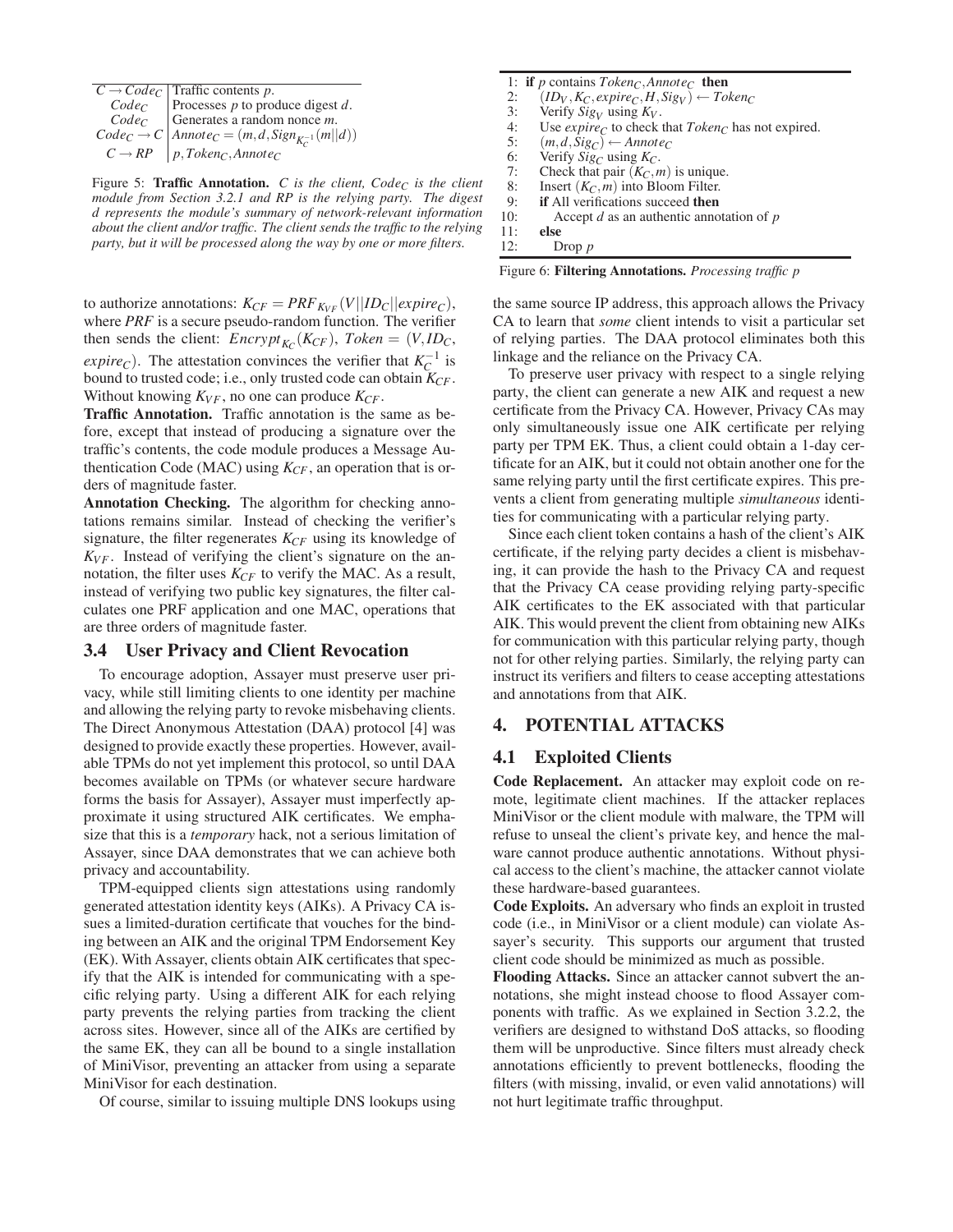| | |
|---|---|
| $C \rightarrow Code_C$ | Traffic contents $p$. |
| $Code_C$ | Processes $p$ to produce digest $d$. |
| $Code_C$ | Generates a random nonce $m$. |
| $Code_C \rightarrow C$ | $Annote_C = (m, d, Sign_{K_C^{-1}}(m \| d))$ |
| $C \rightarrow RP$ | $p, Token_C, Annote_C$ |

Figure 5: **Traffic Annotation.** *C is the client, $Code_C$ is the client module from Section 3.2.1 and RP is the relying party. The digest d represents the module's summary of network-relevant information about the client and/or traffic. The client sends the traffic to the relying party, but it will be processed along the way by one or more filters.*

```
1:  if p contains Token_C, Annote_C then
2:      (ID_V, K_C, expire_C, H, Sig_V) ← Token_C
3:      Verify Sig_V using K_V.
4:      Use expire_C to check that Token_C has not expired.
5:      (m, d, Sig_C) ← Annote_C
6:      Verify Sig_C using K_C.
7:      Check that pair (K_C, m) is unique.
8:      Insert (K_C, m) into Bloom Filter.
9:      if All verifications succeed then
10:         Accept d as an authentic annotation of p
11:     else
12:         Drop p
```

Figure 6: **Filtering Annotations.** *Processing traffic p*

to authorize annotations: $K_{CF} = PRF_{K_{VF}}(V||ID_C||expire_C)$, where *PRF* is a secure pseudo-random function. The verifier then sends the client: $Encrypt_{K_C}(K_{CF})$, $Token = (V, ID_C, expire_C)$. The attestation convinces the verifier that $K_C^{-1}$ is bound to trusted code; i.e., only trusted code can obtain $K_{CF}$. Without knowing $K_{VF}$, no one can produce $K_{CF}$.

**Traffic Annotation.** Traffic annotation is the same as before, except that instead of producing a signature over the traffic's contents, the code module produces a Message Authentication Code (MAC) using $K_{CF}$, an operation that is orders of magnitude faster.

**Annotation Checking.** The algorithm for checking annotations remains similar. Instead of checking the verifier's signature, the filter regenerates $K_{CF}$ using its knowledge of $K_{VF}$. Instead of verifying the client's signature on the annotation, the filter uses $K_{CF}$ to verify the MAC. As a result, instead of verifying two public key signatures, the filter calculates one PRF application and one MAC, operations that are three orders of magnitude faster.

### 3.4 User Privacy and Client Revocation

To encourage adoption, Assayer must preserve user privacy, while still limiting clients to one identity per machine and allowing the relying party to revoke misbehaving clients. The Direct Anonymous Attestation (DAA) protocol [4] was designed to provide exactly these properties. However, available TPMs do not yet implement this protocol, so until DAA becomes available on TPMs (or whatever secure hardware forms the basis for Assayer), Assayer must imperfectly approximate it using structured AIK certificates. We emphasize that this is a *temporary* hack, not a serious limitation of Assayer, since DAA demonstrates that we can achieve both privacy and accountability.

TPM-equipped clients sign attestations using randomly generated attestation identity keys (AIKs). A Privacy CA issues a limited-duration certificate that vouches for the binding between an AIK and the original TPM Endorsement Key (EK). With Assayer, clients obtain AIK certificates that specify that the AIK is intended for communicating with a specific relying party. Using a different AIK for each relying party prevents the relying parties from tracking the client across sites. However, since all of the AIKs are certified by the same EK, they can all be bound to a single installation of MiniVisor, preventing an attacker from using a separate MiniVisor for each destination.

Of course, similar to issuing multiple DNS lookups using the same source IP address, this approach allows the Privacy CA to learn that *some* client intends to visit a particular set of relying parties. The DAA protocol eliminates both this linkage and the reliance on the Privacy CA.

To preserve user privacy with respect to a single relying party, the client can generate a new AIK and request a new certificate from the Privacy CA. However, Privacy CAs may only simultaneously issue one AIK certificate per relying party per TPM EK. Thus, a client could obtain a 1-day certificate for an AIK, but it could not obtain another one for the same relying party until the first certificate expires. This prevents a client from generating multiple *simultaneous* identities for communicating with a particular relying party.

Since each client token contains a hash of the client's AIK certificate, if the relying party decides a client is misbehaving, it can provide the hash to the Privacy CA and request that the Privacy CA cease providing relying party-specific AIK certificates to the EK associated with that particular AIK. This would prevent the client from obtaining new AIKs for communication with this particular relying party, though not for other relying parties. Similarly, the relying party can instruct its verifiers and filters to cease accepting attestations and annotations from that AIK.

## 4. POTENTIAL ATTACKS

### 4.1 Exploited Clients

**Code Replacement.** An attacker may exploit code on remote, legitimate client machines. If the attacker replaces MiniVisor or the client module with malware, the TPM will refuse to unseal the client's private key, and hence the malware cannot produce authentic annotations. Without physical access to the client's machine, the attacker cannot violate these hardware-based guarantees.

**Code Exploits.** An adversary who finds an exploit in trusted code (i.e., in MiniVisor or a client module) can violate Assayer's security. This supports our argument that trusted client code should be minimized as much as possible.

**Flooding Attacks.** Since an attacker cannot subvert the annotations, she might instead choose to flood Assayer components with traffic. As we explained in Section 3.2.2, the verifiers are designed to withstand DoS attacks, so flooding them will be unproductive. Since filters must already check annotations efficiently to prevent bottlenecks, flooding the filters (with missing, invalid, or even valid annotations) will not hurt legitimate traffic throughput.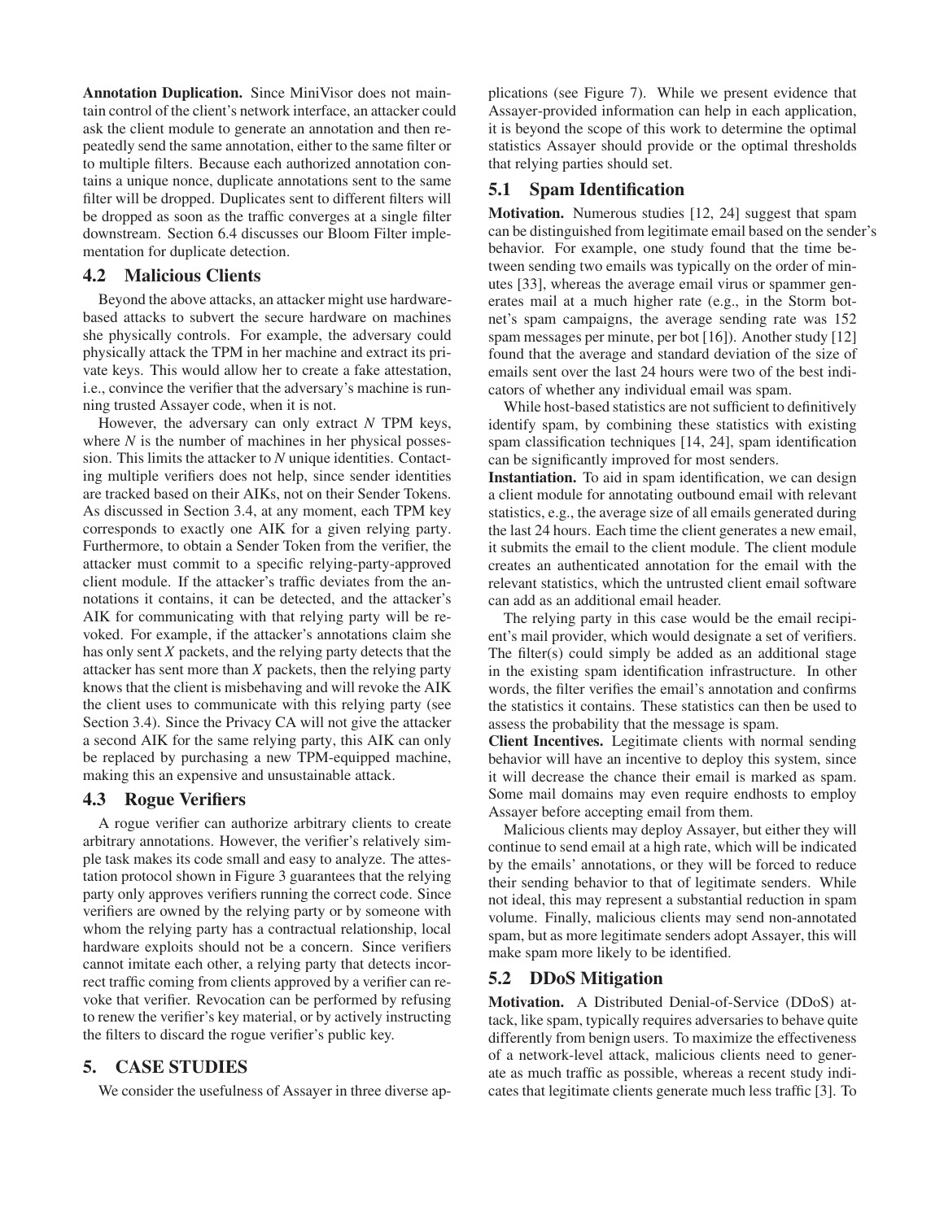**Annotation Duplication.** Since MiniVisor does not maintain control of the client's network interface, an attacker could ask the client module to generate an annotation and then repeatedly send the same annotation, either to the same filter or to multiple filters. Because each authorized annotation contains a unique nonce, duplicate annotations sent to the same filter will be dropped. Duplicates sent to different filters will be dropped as soon as the traffic converges at a single filter downstream. Section 6.4 discusses our Bloom Filter implementation for duplicate detection.

## 4.2 Malicious Clients

Beyond the above attacks, an attacker might use hardware-based attacks to subvert the secure hardware on machines she physically controls. For example, the adversary could physically attack the TPM in her machine and extract its private keys. This would allow her to create a fake attestation, i.e., convince the verifier that the adversary's machine is running trusted Assayer code, when it is not.

However, the adversary can only extract $N$ TPM keys, where $N$ is the number of machines in her physical possession. This limits the attacker to $N$ unique identities. Contacting multiple verifiers does not help, since sender identities are tracked based on their AIKs, not on their Sender Tokens. As discussed in Section 3.4, at any moment, each TPM key corresponds to exactly one AIK for a given relying party. Furthermore, to obtain a Sender Token from the verifier, the attacker must commit to a specific relying-party-approved client module. If the attacker's traffic deviates from the annotations it contains, it can be detected, and the attacker's AIK for communicating with that relying party will be revoked. For example, if the attacker's annotations claim she has only sent $X$ packets, and the relying party detects that the attacker has sent more than $X$ packets, then the relying party knows that the client is misbehaving and will revoke the AIK the client uses to communicate with this relying party (see Section 3.4). Since the Privacy CA will not give the attacker a second AIK for the same relying party, this AIK can only be replaced by purchasing a new TPM-equipped machine, making this an expensive and unsustainable attack.

## 4.3 Rogue Verifiers

A rogue verifier can authorize arbitrary clients to create arbitrary annotations. However, the verifier's relatively simple task makes its code small and easy to analyze. The attestation protocol shown in Figure 3 guarantees that the relying party only approves verifiers running the correct code. Since verifiers are owned by the relying party or by someone with whom the relying party has a contractual relationship, local hardware exploits should not be a concern. Since verifiers cannot imitate each other, a relying party that detects incorrect traffic coming from clients approved by a verifier can revoke that verifier. Revocation can be performed by refusing to renew the verifier's key material, or by actively instructing the filters to discard the rogue verifier's public key.

# 5. CASE STUDIES

We consider the usefulness of Assayer in three diverse applications (see Figure 7). While we present evidence that Assayer-provided information can help in each application, it is beyond the scope of this work to determine the optimal statistics Assayer should provide or the optimal thresholds that relying parties should set.

## 5.1 Spam Identification

**Motivation.** Numerous studies [12, 24] suggest that spam can be distinguished from legitimate email based on the sender's behavior. For example, one study found that the time between sending two emails was typically on the order of minutes [33], whereas the average email virus or spammer generates mail at a much higher rate (e.g., in the Storm botnet's spam campaigns, the average sending rate was 152 spam messages per minute, per bot [16]). Another study [12] found that the average and standard deviation of the size of emails sent over the last 24 hours were two of the best indicators of whether any individual email was spam.

While host-based statistics are not sufficient to definitively identify spam, by combining these statistics with existing spam classification techniques [14, 24], spam identification can be significantly improved for most senders.

**Instantiation.** To aid in spam identification, we can design a client module for annotating outbound email with relevant statistics, e.g., the average size of all emails generated during the last 24 hours. Each time the client generates a new email, it submits the email to the client module. The client module creates an authenticated annotation for the email with the relevant statistics, which the untrusted client email software can add as an additional email header.

The relying party in this case would be the email recipient's mail provider, which would designate a set of verifiers. The filter(s) could simply be added as an additional stage in the existing spam identification infrastructure. In other words, the filter verifies the email's annotation and confirms the statistics it contains. These statistics can then be used to assess the probability that the message is spam.

**Client Incentives.** Legitimate clients with normal sending behavior will have an incentive to deploy this system, since it will decrease the chance their email is marked as spam. Some mail domains may even require endhosts to employ Assayer before accepting email from them.

Malicious clients may deploy Assayer, but either they will continue to send email at a high rate, which will be indicated by the emails' annotations, or they will be forced to reduce their sending behavior to that of legitimate senders. While not ideal, this may represent a substantial reduction in spam volume. Finally, malicious clients may send non-annotated spam, but as more legitimate senders adopt Assayer, this will make spam more likely to be identified.

## 5.2 DDoS Mitigation

**Motivation.** A Distributed Denial-of-Service (DDoS) attack, like spam, typically requires adversaries to behave quite differently from benign users. To maximize the effectiveness of a network-level attack, malicious clients need to generate as much traffic as possible, whereas a recent study indicates that legitimate clients generate much less traffic [3]. To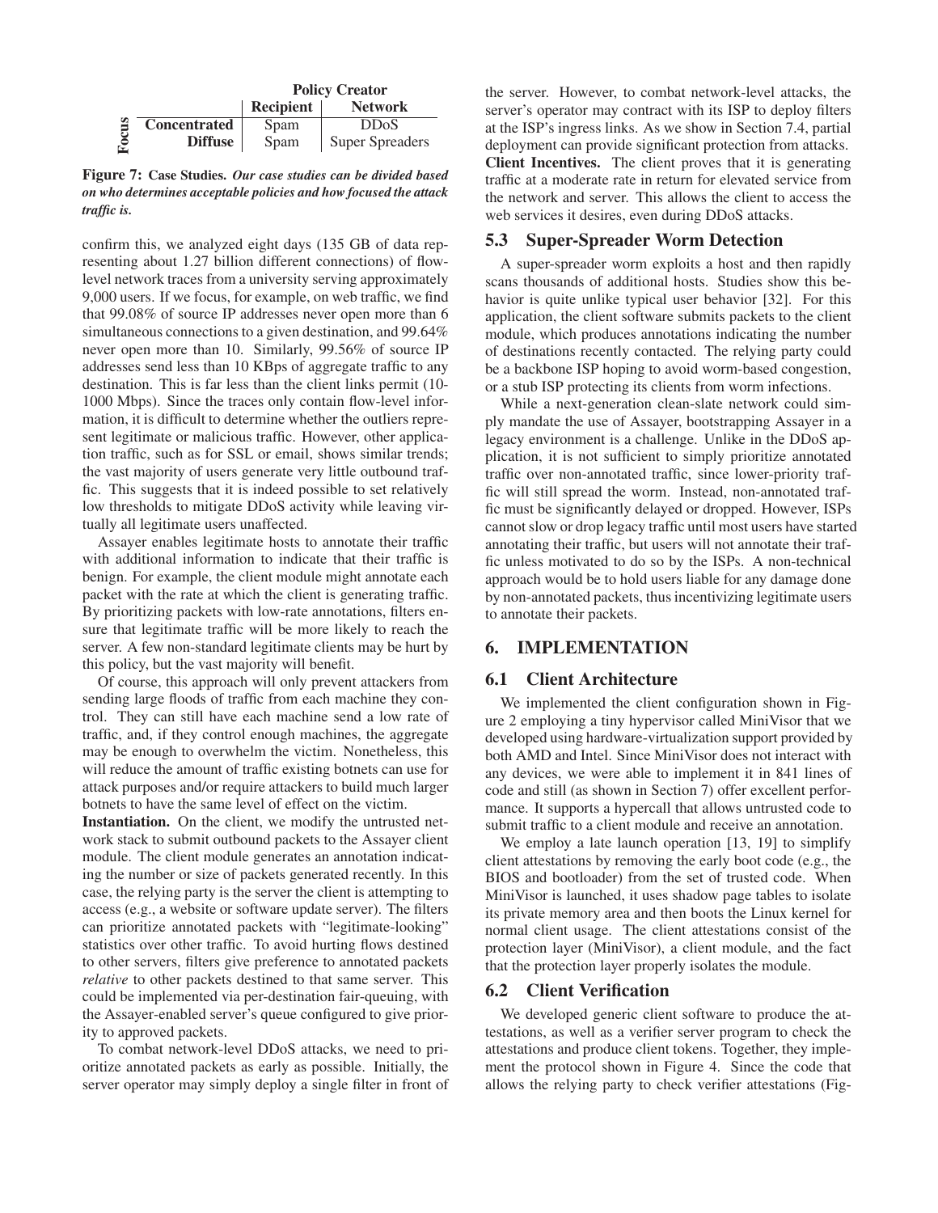| | | Policy Creator | |
|---|---|---|---|
| | | Recipient | Network |
| Focus | Concentrated | Spam | DDoS |
| | Diffuse | Spam | Super Spreaders |

**Figure 7: Case Studies.** ***Our case studies can be divided based on who determines acceptable policies and how focused the attack traffic is.***

confirm this, we analyzed eight days (135 GB of data representing about 1.27 billion different connections) of flow-level network traces from a university serving approximately 9,000 users. If we focus, for example, on web traffic, we find that 99.08% of source IP addresses never open more than 6 simultaneous connections to a given destination, and 99.64% never open more than 10. Similarly, 99.56% of source IP addresses send less than 10 KBps of aggregate traffic to any destination. This is far less than the client links permit (10-1000 Mbps). Since the traces only contain flow-level information, it is difficult to determine whether the outliers represent legitimate or malicious traffic. However, other application traffic, such as for SSL or email, shows similar trends; the vast majority of users generate very little outbound traffic. This suggests that it is indeed possible to set relatively low thresholds to mitigate DDoS activity while leaving virtually all legitimate users unaffected.

Assayer enables legitimate hosts to annotate their traffic with additional information to indicate that their traffic is benign. For example, the client module might annotate each packet with the rate at which the client is generating traffic. By prioritizing packets with low-rate annotations, filters ensure that legitimate traffic will be more likely to reach the server. A few non-standard legitimate clients may be hurt by this policy, but the vast majority will benefit.

Of course, this approach will only prevent attackers from sending large floods of traffic from each machine they control. They can still have each machine send a low rate of traffic, and, if they control enough machines, the aggregate may be enough to overwhelm the victim. Nonetheless, this will reduce the amount of traffic existing botnets can use for attack purposes and/or require attackers to build much larger botnets to have the same level of effect on the victim.

**Instantiation.** On the client, we modify the untrusted network stack to submit outbound packets to the Assayer client module. The client module generates an annotation indicating the number or size of packets generated recently. In this case, the relying party is the server the client is attempting to access (e.g., a website or software update server). The filters can prioritize annotated packets with "legitimate-looking" statistics over other traffic. To avoid hurting flows destined to other servers, filters give preference to annotated packets *relative* to other packets destined to that same server. This could be implemented via per-destination fair-queuing, with the Assayer-enabled server's queue configured to give priority to approved packets.

To combat network-level DDoS attacks, we need to prioritize annotated packets as early as possible. Initially, the server operator may simply deploy a single filter in front of the server. However, to combat network-level attacks, the server's operator may contract with its ISP to deploy filters at the ISP's ingress links. As we show in Section 7.4, partial deployment can provide significant protection from attacks.

**Client Incentives.** The client proves that it is generating traffic at a moderate rate in return for elevated service from the network and server. This allows the client to access the web services it desires, even during DDoS attacks.

## 5.3 Super-Spreader Worm Detection

A super-spreader worm exploits a host and then rapidly scans thousands of additional hosts. Studies show this behavior is quite unlike typical user behavior [32]. For this application, the client software submits packets to the client module, which produces annotations indicating the number of destinations recently contacted. The relying party could be a backbone ISP hoping to avoid worm-based congestion, or a stub ISP protecting its clients from worm infections.

While a next-generation clean-slate network could simply mandate the use of Assayer, bootstrapping Assayer in a legacy environment is a challenge. Unlike in the DDoS application, it is not sufficient to simply prioritize annotated traffic over non-annotated traffic, since lower-priority traffic will still spread the worm. Instead, non-annotated traffic must be significantly delayed or dropped. However, ISPs cannot slow or drop legacy traffic until most users have started annotating their traffic, but users will not annotate their traffic unless motivated to do so by the ISPs. A non-technical approach would be to hold users liable for any damage done by non-annotated packets, thus incentivizing legitimate users to annotate their packets.

# 6. IMPLEMENTATION

## 6.1 Client Architecture

We implemented the client configuration shown in Figure 2 employing a tiny hypervisor called MiniVisor that we developed using hardware-virtualization support provided by both AMD and Intel. Since MiniVisor does not interact with any devices, we were able to implement it in 841 lines of code and still (as shown in Section 7) offer excellent performance. It supports a hypercall that allows untrusted code to submit traffic to a client module and receive an annotation.

We employ a late launch operation [13, 19] to simplify client attestations by removing the early boot code (e.g., the BIOS and bootloader) from the set of trusted code. When MiniVisor is launched, it uses shadow page tables to isolate its private memory area and then boots the Linux kernel for normal client usage. The client attestations consist of the protection layer (MiniVisor), a client module, and the fact that the protection layer properly isolates the module.

## 6.2 Client Verification

We developed generic client software to produce the attestations, as well as a verifier server program to check the attestations and produce client tokens. Together, they implement the protocol shown in Figure 4. Since the code that allows the relying party to check verifier attestations (Fig-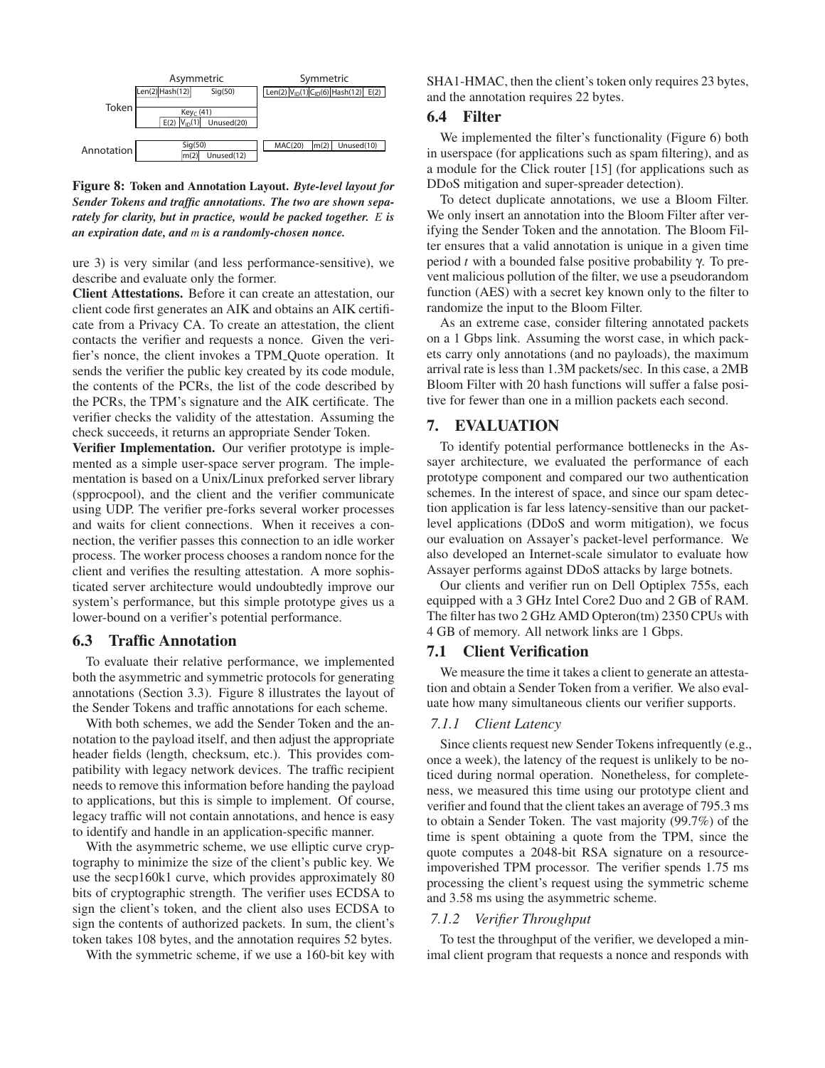| | Asymmetric | Symmetric |
|---|---|---|
| Token | Len(2) Hash(12) Sig(50) / $Key_C$ (41) / E(2) $V_{ID}$(1) Unused(20) | Len(2) $V_{ID}$(1) $C_{ID}$(6) Hash(12) E(2) |
| Annotation | Sig(50) / m(2) Unused(12) | MAC(20) m(2) Unused(10) |

**Figure 8: Token and Annotation Layout.** ***Byte-level layout for Sender Tokens and traffic annotations. The two are shown separately for clarity, but in practice, would be packed together.*** $E$ ***is an expiration date, and*** $m$ ***is a randomly-chosen nonce.***

ure 3) is very similar (and less performance-sensitive), we describe and evaluate only the former.

**Client Attestations.** Before it can create an attestation, our client code first generates an AIK and obtains an AIK certificate from a Privacy CA. To create an attestation, the client contacts the verifier and requests a nonce. Given the verifier's nonce, the client invokes a TPM_Quote operation. It sends the verifier the public key created by its code module, the contents of the PCRs, the list of the code described by the PCRs, the TPM's signature and the AIK certificate. The verifier checks the validity of the attestation. Assuming the check succeeds, it returns an appropriate Sender Token.

**Verifier Implementation.** Our verifier prototype is implemented as a simple user-space server program. The implementation is based on a Unix/Linux preforked server library (spprocpool), and the client and the verifier communicate using UDP. The verifier pre-forks several worker processes and waits for client connections. When it receives a connection, the verifier passes this connection to an idle worker process. The worker process chooses a random nonce for the client and verifies the resulting attestation. A more sophisticated server architecture would undoubtedly improve our system's performance, but this simple prototype gives us a lower-bound on a verifier's potential performance.

## 6.3 Traffic Annotation

To evaluate their relative performance, we implemented both the asymmetric and symmetric protocols for generating annotations (Section 3.3). Figure 8 illustrates the layout of the Sender Tokens and traffic annotations for each scheme.

With both schemes, we add the Sender Token and the annotation to the payload itself, and then adjust the appropriate header fields (length, checksum, etc.). This provides compatibility with legacy network devices. The traffic recipient needs to remove this information before handing the payload to applications, but this is simple to implement. Of course, legacy traffic will not contain annotations, and hence is easy to identify and handle in an application-specific manner.

With the asymmetric scheme, we use elliptic curve cryptography to minimize the size of the client's public key. We use the secp160k1 curve, which provides approximately 80 bits of cryptographic strength. The verifier uses ECDSA to sign the client's token, and the client also uses ECDSA to sign the contents of authorized packets. In sum, the client's token takes 108 bytes, and the annotation requires 52 bytes.

With the symmetric scheme, if we use a 160-bit key with SHA1-HMAC, then the client's token only requires 23 bytes, and the annotation requires 22 bytes.

## 6.4 Filter

We implemented the filter's functionality (Figure 6) both in userspace (for applications such as spam filtering), and as a module for the Click router [15] (for applications such as DDoS mitigation and super-spreader detection).

To detect duplicate annotations, we use a Bloom Filter. We only insert an annotation into the Bloom Filter after verifying the Sender Token and the annotation. The Bloom Filter ensures that a valid annotation is unique in a given time period $t$ with a bounded false positive probability $\gamma$. To prevent malicious pollution of the filter, we use a pseudorandom function (AES) with a secret key known only to the filter to randomize the input to the Bloom Filter.

As an extreme case, consider filtering annotated packets on a 1 Gbps link. Assuming the worst case, in which packets carry only annotations (and no payloads), the maximum arrival rate is less than 1.3M packets/sec. In this case, a 2MB Bloom Filter with 20 hash functions will suffer a false positive for fewer than one in a million packets each second.

# 7. EVALUATION

To identify potential performance bottlenecks in the Assayer architecture, we evaluated the performance of each prototype component and compared our two authentication schemes. In the interest of space, and since our spam detection application is far less latency-sensitive than our packet-level applications (DDoS and worm mitigation), we focus our evaluation on Assayer's packet-level performance. We also developed an Internet-scale simulator to evaluate how Assayer performs against DDoS attacks by large botnets.

Our clients and verifier run on Dell Optiplex 755s, each equipped with a 3 GHz Intel Core2 Duo and 2 GB of RAM. The filter has two 2 GHz AMD Opteron(tm) 2350 CPUs with 4 GB of memory. All network links are 1 Gbps.

## 7.1 Client Verification

We measure the time it takes a client to generate an attestation and obtain a Sender Token from a verifier. We also evaluate how many simultaneous clients our verifier supports.

### *7.1.1 Client Latency*

Since clients request new Sender Tokens infrequently (e.g., once a week), the latency of the request is unlikely to be noticed during normal operation. Nonetheless, for completeness, we measured this time using our prototype client and verifier and found that the client takes an average of 795.3 ms to obtain a Sender Token. The vast majority (99.7%) of the time is spent obtaining a quote from the TPM, since the quote computes a 2048-bit RSA signature on a resource-impoverished TPM processor. The verifier spends 1.75 ms processing the client's request using the symmetric scheme and 3.58 ms using the asymmetric scheme.

### *7.1.2 Verifier Throughput*

To test the throughput of the verifier, we developed a minimal client program that requests a nonce and responds with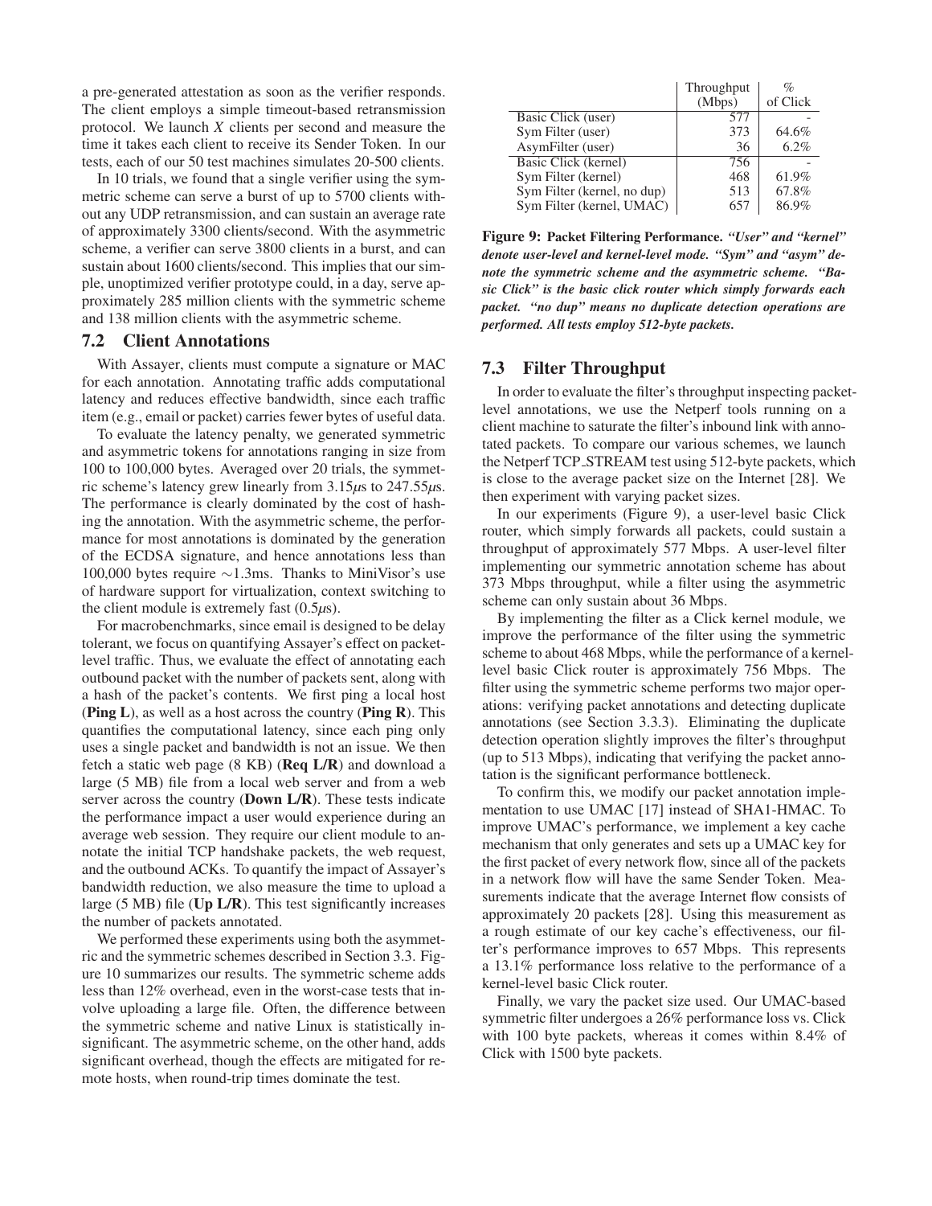a pre-generated attestation as soon as the verifier responds. The client employs a simple timeout-based retransmission protocol. We launch $X$ clients per second and measure the time it takes each client to receive its Sender Token. In our tests, each of our 50 test machines simulates 20-500 clients.

In 10 trials, we found that a single verifier using the symmetric scheme can serve a burst of up to 5700 clients without any UDP retransmission, and can sustain an average rate of approximately 3300 clients/second. With the asymmetric scheme, a verifier can serve 3800 clients in a burst, and can sustain about 1600 clients/second. This implies that our simple, unoptimized verifier prototype could, in a day, serve approximately 285 million clients with the symmetric scheme and 138 million clients with the asymmetric scheme.

### 7.2 Client Annotations

With Assayer, clients must compute a signature or MAC for each annotation. Annotating traffic adds computational latency and reduces effective bandwidth, since each traffic item (e.g., email or packet) carries fewer bytes of useful data.

To evaluate the latency penalty, we generated symmetric and asymmetric tokens for annotations ranging in size from 100 to 100,000 bytes. Averaged over 20 trials, the symmetric scheme's latency grew linearly from 3.15$\mu$s to 247.55$\mu$s. The performance is clearly dominated by the cost of hashing the annotation. With the asymmetric scheme, the performance for most annotations is dominated by the generation of the ECDSA signature, and hence annotations less than 100,000 bytes require $\sim$1.3ms. Thanks to MiniVisor's use of hardware support for virtualization, context switching to the client module is extremely fast (0.5$\mu$s).

For macrobenchmarks, since email is designed to be delay tolerant, we focus on quantifying Assayer's effect on packet-level traffic. Thus, we evaluate the effect of annotating each outbound packet with the number of packets sent, along with a hash of the packet's contents. We first ping a local host (**Ping L**), as well as a host across the country (**Ping R**). This quantifies the computational latency, since each ping only uses a single packet and bandwidth is not an issue. We then fetch a static web page (8 KB) (**Req L/R**) and download a large (5 MB) file from a local web server and from a web server across the country (**Down L/R**). These tests indicate the performance impact a user would experience during an average web session. They require our client module to annotate the initial TCP handshake packets, the web request, and the outbound ACKs. To quantify the impact of Assayer's bandwidth reduction, we also measure the time to upload a large (5 MB) file (**Up L/R**). This test significantly increases the number of packets annotated.

We performed these experiments using both the asymmetric and the symmetric schemes described in Section 3.3. Figure 10 summarizes our results. The symmetric scheme adds less than 12% overhead, even in the worst-case tests that involve uploading a large file. Often, the difference between the symmetric scheme and native Linux is statistically insignificant. The asymmetric scheme, on the other hand, adds significant overhead, though the effects are mitigated for remote hosts, when round-trip times dominate the test.

| | Throughput (Mbps) | % of Click |
|---|---|---|
| Basic Click (user) | 577 | - |
| Sym Filter (user) | 373 | 64.6% |
| AsymFilter (user) | 36 | 6.2% |
| Basic Click (kernel) | 756 | - |
| Sym Filter (kernel) | 468 | 61.9% |
| Sym Filter (kernel, no dup) | 513 | 67.8% |
| Sym Filter (kernel, UMAC) | 657 | 86.9% |

**Figure 9: Packet Filtering Performance.** ***"User" and "kernel" denote user-level and kernel-level mode. "Sym" and "asym" denote the symmetric scheme and the asymmetric scheme. "Basic Click" is the basic click router which simply forwards each packet. "no dup" means no duplicate detection operations are performed. All tests employ 512-byte packets.***

### 7.3 Filter Throughput

In order to evaluate the filter's throughput inspecting packet-level annotations, we use the Netperf tools running on a client machine to saturate the filter's inbound link with annotated packets. To compare our various schemes, we launch the Netperf TCP_STREAM test using 512-byte packets, which is close to the average packet size on the Internet [28]. We then experiment with varying packet sizes.

In our experiments (Figure 9), a user-level basic Click router, which simply forwards all packets, could sustain a throughput of approximately 577 Mbps. A user-level filter implementing our symmetric annotation scheme has about 373 Mbps throughput, while a filter using the asymmetric scheme can only sustain about 36 Mbps.

By implementing the filter as a Click kernel module, we improve the performance of the filter using the symmetric scheme to about 468 Mbps, while the performance of a kernel-level basic Click router is approximately 756 Mbps. The filter using the symmetric scheme performs two major operations: verifying packet annotations and detecting duplicate annotations (see Section 3.3.3). Eliminating the duplicate detection operation slightly improves the filter's throughput (up to 513 Mbps), indicating that verifying the packet annotation is the significant performance bottleneck.

To confirm this, we modify our packet annotation implementation to use UMAC [17] instead of SHA1-HMAC. To improve UMAC's performance, we implement a key cache mechanism that only generates and sets up a UMAC key for the first packet of every network flow, since all of the packets in a network flow will have the same Sender Token. Measurements indicate that the average Internet flow consists of approximately 20 packets [28]. Using this measurement as a rough estimate of our key cache's effectiveness, our filter's performance improves to 657 Mbps. This represents a 13.1% performance loss relative to the performance of a kernel-level basic Click router.

Finally, we vary the packet size used. Our UMAC-based symmetric filter undergoes a 26% performance loss vs. Click with 100 byte packets, whereas it comes within 8.4% of Click with 1500 byte packets.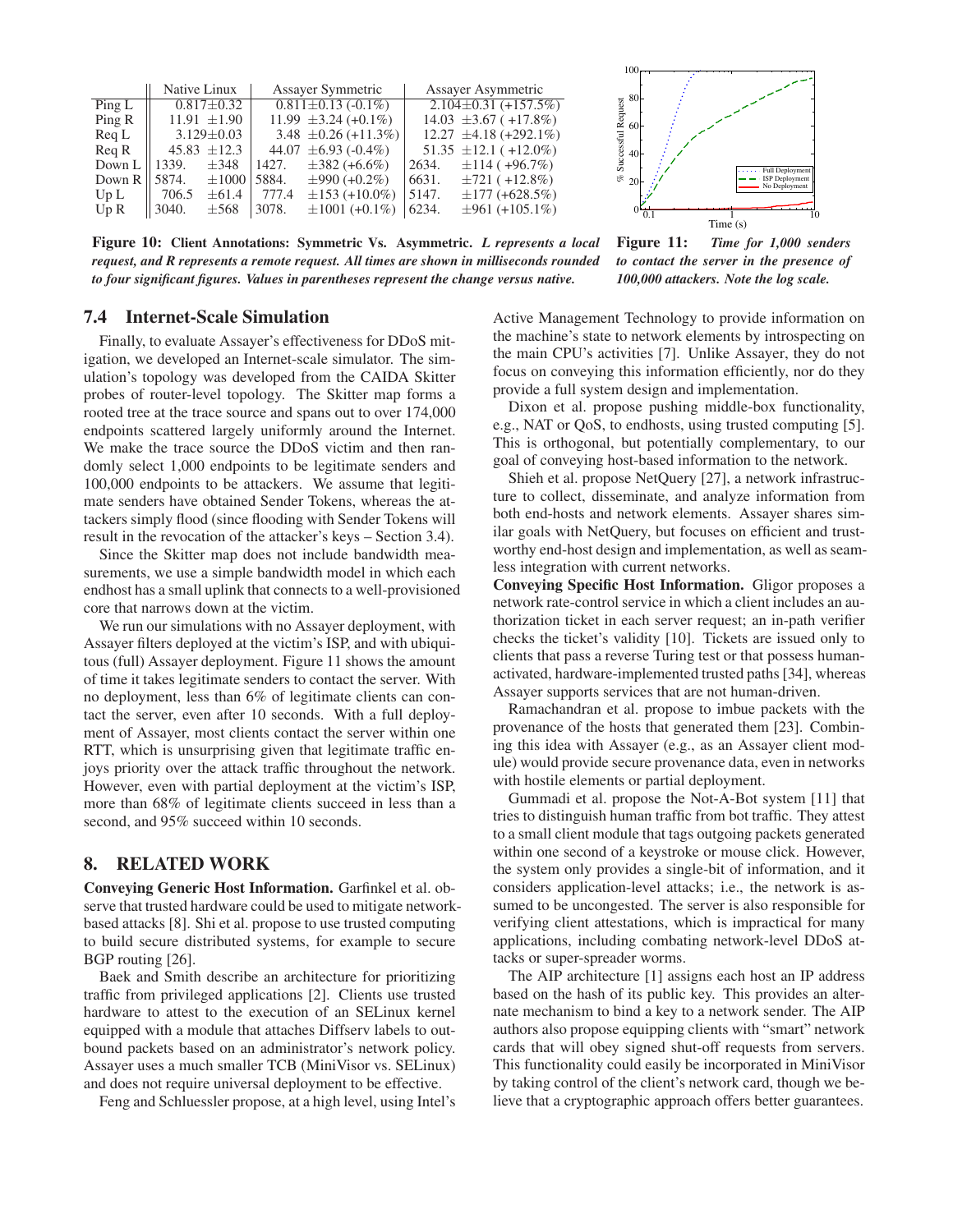| | Native Linux | Assayer Symmetric | Assayer Asymmetric |
|---|---|---|---|
| Ping L | 0.817±0.32 | 0.811±0.13 (-0.1%) | 2.104±0.31 (+157.5%) |
| Ping R | 11.91 ±1.90 | 11.99 ±3.24 (+0.1%) | 14.03 ±3.67 ( +17.8%) |
| Req L | 3.129±0.03 | 3.48 ±0.26 (+11.3%) | 12.27 ±4.18 (+292.1%) |
| Req R | 45.83 ±12.3 | 44.07 ±6.93 (-0.4%) | 51.35 ±12.1 ( +12.0%) |
| Down L | 1339. ±348 | 1427. ±382 (+6.6%) | 2634. ±114 ( +96.7%) |
| Down R | 5874. ±1000 | 5884. ±990 (+0.2%) | 6631. ±721 ( +12.8%) |
| Up L | 706.5 ±61.4 | 777.4 ±153 (+10.0%) | 5147. ±177 (+628.5%) |
| Up R | 3040. ±568 | 3078. ±1001 (+0.1%) | 6234. ±961 (+105.1%) |

**Figure 10: Client Annotations: Symmetric Vs. Asymmetric.** ***L represents a local request, and R represents a remote request. All times are shown in milliseconds rounded to four significant figures. Values in parentheses represent the change versus native.***

**Figure 11:** ***Time for 1,000 senders to contact the server in the presence of 100,000 attackers. Note the log scale.***

### 7.4 Internet-Scale Simulation

Finally, to evaluate Assayer's effectiveness for DDoS mitigation, we developed an Internet-scale simulator. The simulation's topology was developed from the CAIDA Skitter probes of router-level topology. The Skitter map forms a rooted tree at the trace source and spans out to over 174,000 endpoints scattered largely uniformly around the Internet. We make the trace source the DDoS victim and then randomly select 1,000 endpoints to be legitimate senders and 100,000 endpoints to be attackers. We assume that legitimate senders have obtained Sender Tokens, whereas the attackers simply flood (since flooding with Sender Tokens will result in the revocation of the attacker's keys – Section 3.4).

Since the Skitter map does not include bandwidth measurements, we use a simple bandwidth model in which each endhost has a small uplink that connects to a well-provisioned core that narrows down at the victim.

We run our simulations with no Assayer deployment, with Assayer filters deployed at the victim's ISP, and with ubiquitous (full) Assayer deployment. Figure 11 shows the amount of time it takes legitimate senders to contact the server. With no deployment, less than 6% of legitimate clients can contact the server, even after 10 seconds. With a full deployment of Assayer, most clients contact the server within one RTT, which is unsurprising given that legitimate traffic enjoys priority over the attack traffic throughout the network. However, even with partial deployment at the victim's ISP, more than 68% of legitimate clients succeed in less than a second, and 95% succeed within 10 seconds.

## 8. RELATED WORK

**Conveying Generic Host Information.** Garfinkel et al. observe that trusted hardware could be used to mitigate network-based attacks [8]. Shi et al. propose to use trusted computing to build secure distributed systems, for example to secure BGP routing [26].

Baek and Smith describe an architecture for prioritizing traffic from privileged applications [2]. Clients use trusted hardware to attest to the execution of an SELinux kernel equipped with a module that attaches Diffserv labels to outbound packets based on an administrator's network policy. Assayer uses a much smaller TCB (MiniVisor vs. SELinux) and does not require universal deployment to be effective.

Feng and Schluessler propose, at a high level, using Intel's Active Management Technology to provide information on the machine's state to network elements by introspecting on the main CPU's activities [7]. Unlike Assayer, they do not focus on conveying this information efficiently, nor do they provide a full system design and implementation.

Dixon et al. propose pushing middle-box functionality, e.g., NAT or QoS, to endhosts, using trusted computing [5]. This is orthogonal, but potentially complementary, to our goal of conveying host-based information to the network.

Shieh et al. propose NetQuery [27], a network infrastructure to collect, disseminate, and analyze information from both end-hosts and network elements. Assayer shares similar goals with NetQuery, but focuses on efficient and trustworthy end-host design and implementation, as well as seamless integration with current networks.

**Conveying Specific Host Information.** Gligor proposes a network rate-control service in which a client includes an authorization ticket in each server request; an in-path verifier checks the ticket's validity [10]. Tickets are issued only to clients that pass a reverse Turing test or that possess human-activated, hardware-implemented trusted paths [34], whereas Assayer supports services that are not human-driven.

Ramachandran et al. propose to imbue packets with the provenance of the hosts that generated them [23]. Combining this idea with Assayer (e.g., as an Assayer client module) would provide secure provenance data, even in networks with hostile elements or partial deployment.

Gummadi et al. propose the Not-A-Bot system [11] that tries to distinguish human traffic from bot traffic. They attest to a small client module that tags outgoing packets generated within one second of a keystroke or mouse click. However, the system only provides a single-bit of information, and it considers application-level attacks; i.e., the network is assumed to be uncongested. The server is also responsible for verifying client attestations, which is impractical for many applications, including combating network-level DDoS attacks or super-spreader worms.

The AIP architecture [1] assigns each host an IP address based on the hash of its public key. This provides an alternate mechanism to bind a key to a network sender. The AIP authors also propose equipping clients with "smart" network cards that will obey signed shut-off requests from servers. This functionality could easily be incorporated in MiniVisor by taking control of the client's network card, though we believe that a cryptographic approach offers better guarantees.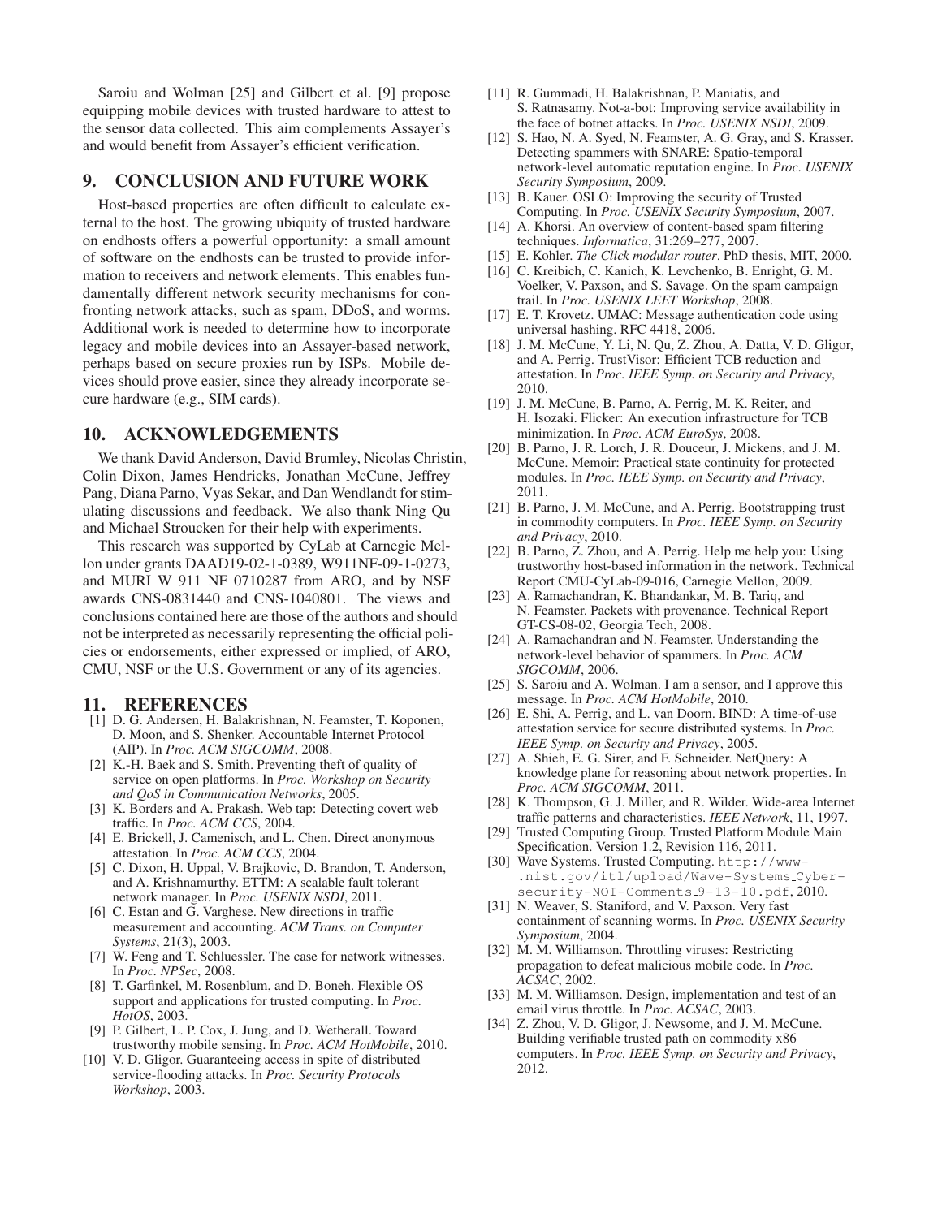Saroiu and Wolman [25] and Gilbert et al. [9] propose equipping mobile devices with trusted hardware to attest to the sensor data collected. This aim complements Assayer's and would benefit from Assayer's efficient verification.

## 9. CONCLUSION AND FUTURE WORK

Host-based properties are often difficult to calculate external to the host. The growing ubiquity of trusted hardware on endhosts offers a powerful opportunity: a small amount of software on the endhosts can be trusted to provide information to receivers and network elements. This enables fundamentally different network security mechanisms for confronting network attacks, such as spam, DDoS, and worms. Additional work is needed to determine how to incorporate legacy and mobile devices into an Assayer-based network, perhaps based on secure proxies run by ISPs. Mobile devices should prove easier, since they already incorporate secure hardware (e.g., SIM cards).

## 10. ACKNOWLEDGEMENTS

We thank David Anderson, David Brumley, Nicolas Christin, Colin Dixon, James Hendricks, Jonathan McCune, Jeffrey Pang, Diana Parno, Vyas Sekar, and Dan Wendlandt for stimulating discussions and feedback. We also thank Ning Qu and Michael Stroucken for their help with experiments.

This research was supported by CyLab at Carnegie Mellon under grants DAAD19-02-1-0389, W911NF-09-1-0273, and MURI W 911 NF 0710287 from ARO, and by NSF awards CNS-0831440 and CNS-1040801. The views and conclusions contained here are those of the authors and should not be interpreted as necessarily representing the official policies or endorsements, either expressed or implied, of ARO, CMU, NSF or the U.S. Government or any of its agencies.

## 11. REFERENCES

[1] D. G. Andersen, H. Balakrishnan, N. Feamster, T. Koponen, D. Moon, and S. Shenker. Accountable Internet Protocol (AIP). In *Proc. ACM SIGCOMM*, 2008.

[2] K.-H. Baek and S. Smith. Preventing theft of quality of service on open platforms. In *Proc. Workshop on Security and QoS in Communication Networks*, 2005.

[3] K. Borders and A. Prakash. Web tap: Detecting covert web traffic. In *Proc. ACM CCS*, 2004.

[4] E. Brickell, J. Camenisch, and L. Chen. Direct anonymous attestation. In *Proc. ACM CCS*, 2004.

[5] C. Dixon, H. Uppal, V. Brajkovic, D. Brandon, T. Anderson, and A. Krishnamurthy. ETTM: A scalable fault tolerant network manager. In *Proc. USENIX NSDI*, 2011.

[6] C. Estan and G. Varghese. New directions in traffic measurement and accounting. *ACM Trans. on Computer Systems*, 21(3), 2003.

[7] W. Feng and T. Schluessler. The case for network witnesses. In *Proc. NPSec*, 2008.

[8] T. Garfinkel, M. Rosenblum, and D. Boneh. Flexible OS support and applications for trusted computing. In *Proc. HotOS*, 2003.

[9] P. Gilbert, L. P. Cox, J. Jung, and D. Wetherall. Toward trustworthy mobile sensing. In *Proc. ACM HotMobile*, 2010.

[10] V. D. Gligor. Guaranteeing access in spite of distributed service-flooding attacks. In *Proc. Security Protocols Workshop*, 2003.

[11] R. Gummadi, H. Balakrishnan, P. Maniatis, and S. Ratnasamy. Not-a-bot: Improving service availability in the face of botnet attacks. In *Proc. USENIX NSDI*, 2009.

[12] S. Hao, N. A. Syed, N. Feamster, A. G. Gray, and S. Krasser. Detecting spammers with SNARE: Spatio-temporal network-level automatic reputation engine. In *Proc. USENIX Security Symposium*, 2009.

[13] B. Kauer. OSLO: Improving the security of Trusted Computing. In *Proc. USENIX Security Symposium*, 2007.

[14] A. Khorsi. An overview of content-based spam filtering techniques. *Informatica*, 31:269–277, 2007.

[15] E. Kohler. *The Click modular router*. PhD thesis, MIT, 2000.

[16] C. Kreibich, C. Kanich, K. Levchenko, B. Enright, G. M. Voelker, V. Paxson, and S. Savage. On the spam campaign trail. In *Proc. USENIX LEET Workshop*, 2008.

[17] E. T. Krovetz. UMAC: Message authentication code using universal hashing. RFC 4418, 2006.

[18] J. M. McCune, Y. Li, N. Qu, Z. Zhou, A. Datta, V. D. Gligor, and A. Perrig. TrustVisor: Efficient TCB reduction and attestation. In *Proc. IEEE Symp. on Security and Privacy*, 2010.

[19] J. M. McCune, B. Parno, A. Perrig, M. K. Reiter, and H. Isozaki. Flicker: An execution infrastructure for TCB minimization. In *Proc. ACM EuroSys*, 2008.

[20] B. Parno, J. R. Lorch, J. R. Douceur, J. Mickens, and J. M. McCune. Memoir: Practical state continuity for protected modules. In *Proc. IEEE Symp. on Security and Privacy*, 2011.

[21] B. Parno, J. M. McCune, and A. Perrig. Bootstrapping trust in commodity computers. In *Proc. IEEE Symp. on Security and Privacy*, 2010.

[22] B. Parno, Z. Zhou, and A. Perrig. Help me help you: Using trustworthy host-based information in the network. Technical Report CMU-CyLab-09-016, Carnegie Mellon, 2009.

[23] A. Ramachandran, K. Bhandankar, M. B. Tariq, and N. Feamster. Packets with provenance. Technical Report GT-CS-08-02, Georgia Tech, 2008.

[24] A. Ramachandran and N. Feamster. Understanding the network-level behavior of spammers. In *Proc. ACM SIGCOMM*, 2006.

[25] S. Saroiu and A. Wolman. I am a sensor, and I approve this message. In *Proc. ACM HotMobile*, 2010.

[26] E. Shi, A. Perrig, and L. van Doorn. BIND: A time-of-use attestation service for secure distributed systems. In *Proc. IEEE Symp. on Security and Privacy*, 2005.

[27] A. Shieh, E. G. Sirer, and F. Schneider. NetQuery: A knowledge plane for reasoning about network properties. In *Proc. ACM SIGCOMM*, 2011.

[28] K. Thompson, G. J. Miller, and R. Wilder. Wide-area Internet traffic patterns and characteristics. *IEEE Network*, 11, 1997.

[29] Trusted Computing Group. Trusted Platform Module Main Specification. Version 1.2, Revision 116, 2011.

[30] Wave Systems. Trusted Computing. `http://www-.nist.gov/itl/upload/Wave-Systems_Cyber-security-NOI-Comments_9-13-10.pdf`, 2010.

[31] N. Weaver, S. Staniford, and V. Paxson. Very fast containment of scanning worms. In *Proc. USENIX Security Symposium*, 2004.

[32] M. M. Williamson. Throttling viruses: Restricting propagation to defeat malicious mobile code. In *Proc. ACSAC*, 2002.

[33] M. M. Williamson. Design, implementation and test of an email virus throttle. In *Proc. ACSAC*, 2003.

[34] Z. Zhou, V. D. Gligor, J. Newsome, and J. M. McCune. Building verifiable trusted path on commodity x86 computers. In *Proc. IEEE Symp. on Security and Privacy*, 2012.